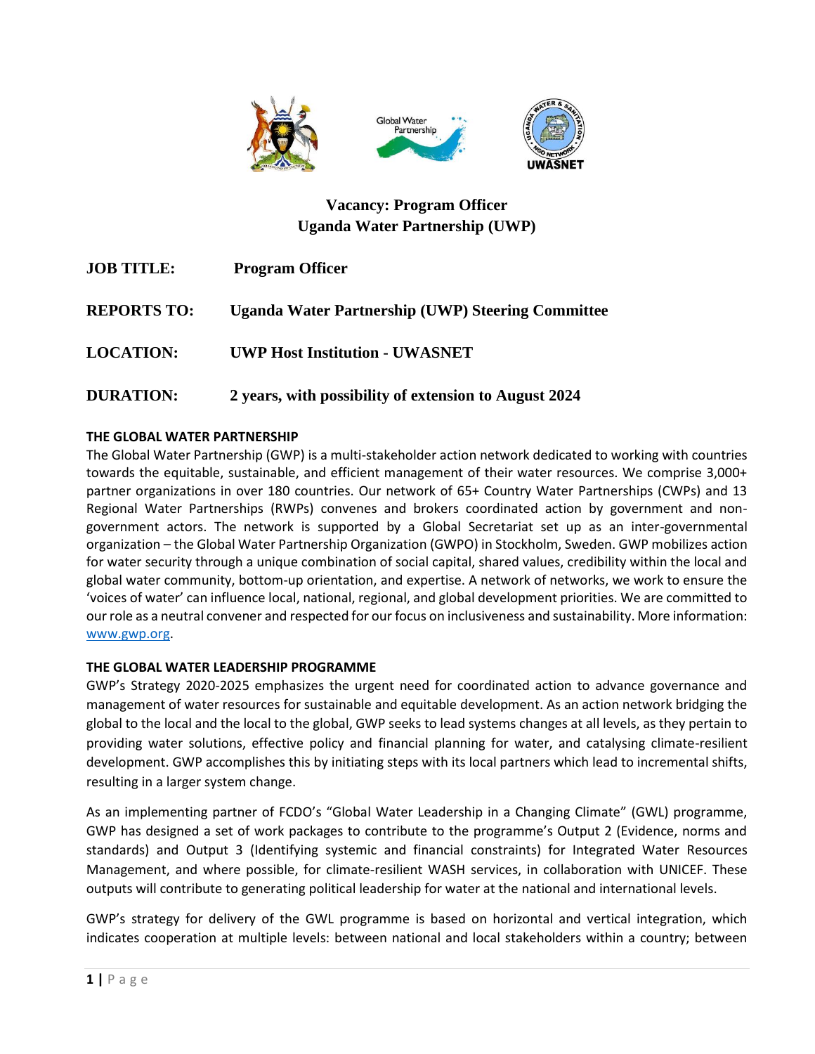# Vacancy: Program Officer
# Uganda Water Partnership (UWP)

**JOB TITLE:** **Program Officer**

**REPORTS TO:** **Uganda Water Partnership (UWP) Steering Committee**

**LOCATION:** **UWP Host Institution - UWASNET**

**DURATION:** **2 years, with possibility of extension to August 2024**

## THE GLOBAL WATER PARTNERSHIP

The Global Water Partnership (GWP) is a multi-stakeholder action network dedicated to working with countries towards the equitable, sustainable, and efficient management of their water resources. We comprise 3,000+ partner organizations in over 180 countries. Our network of 65+ Country Water Partnerships (CWPs) and 13 Regional Water Partnerships (RWPs) convenes and brokers coordinated action by government and non-government actors. The network is supported by a Global Secretariat set up as an inter-governmental organization – the Global Water Partnership Organization (GWPO) in Stockholm, Sweden. GWP mobilizes action for water security through a unique combination of social capital, shared values, credibility within the local and global water community, bottom-up orientation, and expertise. A network of networks, we work to ensure the 'voices of water' can influence local, national, regional, and global development priorities. We are committed to our role as a neutral convener and respected for our focus on inclusiveness and sustainability. More information: www.gwp.org.

## THE GLOBAL WATER LEADERSHIP PROGRAMME

GWP's Strategy 2020-2025 emphasizes the urgent need for coordinated action to advance governance and management of water resources for sustainable and equitable development. As an action network bridging the global to the local and the local to the global, GWP seeks to lead systems changes at all levels, as they pertain to providing water solutions, effective policy and financial planning for water, and catalysing climate-resilient development. GWP accomplishes this by initiating steps with its local partners which lead to incremental shifts, resulting in a larger system change.

As an implementing partner of FCDO's "Global Water Leadership in a Changing Climate" (GWL) programme, GWP has designed a set of work packages to contribute to the programme's Output 2 (Evidence, norms and standards) and Output 3 (Identifying systemic and financial constraints) for Integrated Water Resources Management, and where possible, for climate-resilient WASH services, in collaboration with UNICEF. These outputs will contribute to generating political leadership for water at the national and international levels.

GWP's strategy for delivery of the GWL programme is based on horizontal and vertical integration, which indicates cooperation at multiple levels: between national and local stakeholders within a country; between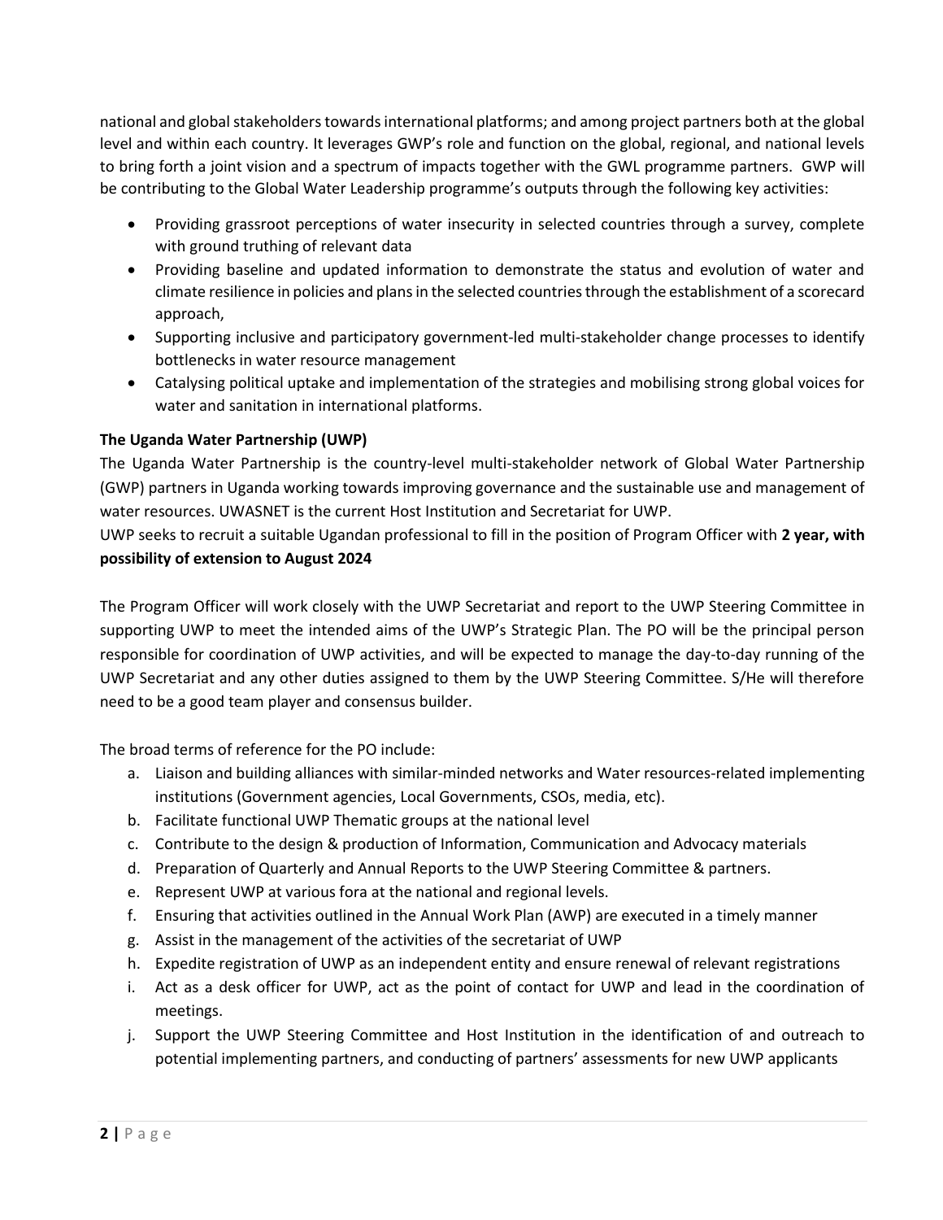national and global stakeholders towards international platforms; and among project partners both at the global level and within each country. It leverages GWP's role and function on the global, regional, and national levels to bring forth a joint vision and a spectrum of impacts together with the GWL programme partners. GWP will be contributing to the Global Water Leadership programme's outputs through the following key activities:

- Providing grassroot perceptions of water insecurity in selected countries through a survey, complete with ground truthing of relevant data
- Providing baseline and updated information to demonstrate the status and evolution of water and climate resilience in policies and plans in the selected countries through the establishment of a scorecard approach,
- Supporting inclusive and participatory government-led multi-stakeholder change processes to identify bottlenecks in water resource management
- Catalysing political uptake and implementation of the strategies and mobilising strong global voices for water and sanitation in international platforms.

**The Uganda Water Partnership (UWP)**

The Uganda Water Partnership is the country-level multi-stakeholder network of Global Water Partnership (GWP) partners in Uganda working towards improving governance and the sustainable use and management of water resources. UWASNET is the current Host Institution and Secretariat for UWP.

UWP seeks to recruit a suitable Ugandan professional to fill in the position of Program Officer with **2 year, with possibility of extension to August 2024**

The Program Officer will work closely with the UWP Secretariat and report to the UWP Steering Committee in supporting UWP to meet the intended aims of the UWP's Strategic Plan. The PO will be the principal person responsible for coordination of UWP activities, and will be expected to manage the day-to-day running of the UWP Secretariat and any other duties assigned to them by the UWP Steering Committee. S/He will therefore need to be a good team player and consensus builder.

The broad terms of reference for the PO include:

a. Liaison and building alliances with similar-minded networks and Water resources-related implementing institutions (Government agencies, Local Governments, CSOs, media, etc).
b. Facilitate functional UWP Thematic groups at the national level
c. Contribute to the design & production of Information, Communication and Advocacy materials
d. Preparation of Quarterly and Annual Reports to the UWP Steering Committee & partners.
e. Represent UWP at various fora at the national and regional levels.
f. Ensuring that activities outlined in the Annual Work Plan (AWP) are executed in a timely manner
g. Assist in the management of the activities of the secretariat of UWP
h. Expedite registration of UWP as an independent entity and ensure renewal of relevant registrations
i. Act as a desk officer for UWP, act as the point of contact for UWP and lead in the coordination of meetings.
j. Support the UWP Steering Committee and Host Institution in the identification of and outreach to potential implementing partners, and conducting of partners' assessments for new UWP applicants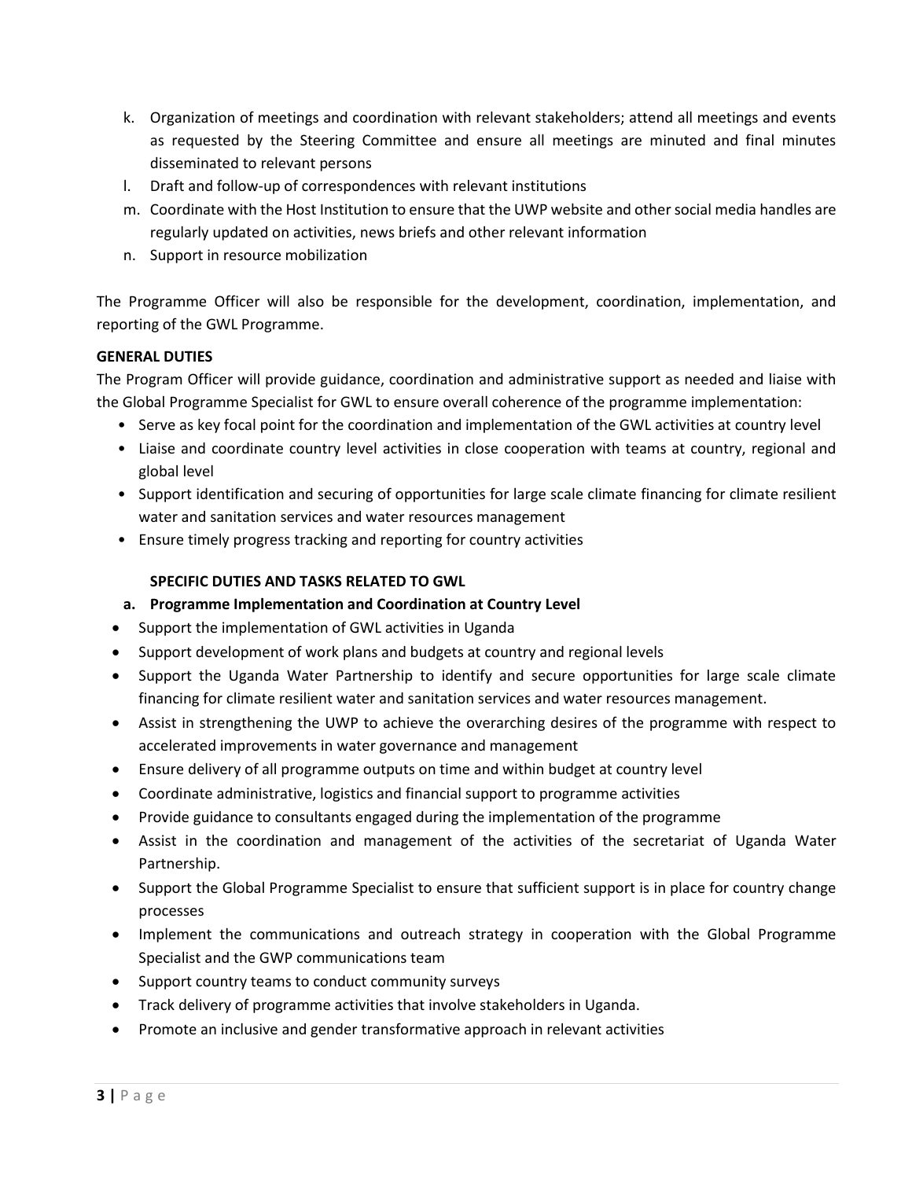k. Organization of meetings and coordination with relevant stakeholders; attend all meetings and events as requested by the Steering Committee and ensure all meetings are minuted and final minutes disseminated to relevant persons
l. Draft and follow-up of correspondences with relevant institutions
m. Coordinate with the Host Institution to ensure that the UWP website and other social media handles are regularly updated on activities, news briefs and other relevant information
n. Support in resource mobilization

The Programme Officer will also be responsible for the development, coordination, implementation, and reporting of the GWL Programme.

**GENERAL DUTIES**

The Program Officer will provide guidance, coordination and administrative support as needed and liaise with the Global Programme Specialist for GWL to ensure overall coherence of the programme implementation:

- Serve as key focal point for the coordination and implementation of the GWL activities at country level
- Liaise and coordinate country level activities in close cooperation with teams at country, regional and global level
- Support identification and securing of opportunities for large scale climate financing for climate resilient water and sanitation services and water resources management
- Ensure timely progress tracking and reporting for country activities

**SPECIFIC DUTIES AND TASKS RELATED TO GWL**

**a. Programme Implementation and Coordination at Country Level**

- Support the implementation of GWL activities in Uganda
- Support development of work plans and budgets at country and regional levels
- Support the Uganda Water Partnership to identify and secure opportunities for large scale climate financing for climate resilient water and sanitation services and water resources management.
- Assist in strengthening the UWP to achieve the overarching desires of the programme with respect to accelerated improvements in water governance and management
- Ensure delivery of all programme outputs on time and within budget at country level
- Coordinate administrative, logistics and financial support to programme activities
- Provide guidance to consultants engaged during the implementation of the programme
- Assist in the coordination and management of the activities of the secretariat of Uganda Water Partnership.
- Support the Global Programme Specialist to ensure that sufficient support is in place for country change processes
- Implement the communications and outreach strategy in cooperation with the Global Programme Specialist and the GWP communications team
- Support country teams to conduct community surveys
- Track delivery of programme activities that involve stakeholders in Uganda.
- Promote an inclusive and gender transformative approach in relevant activities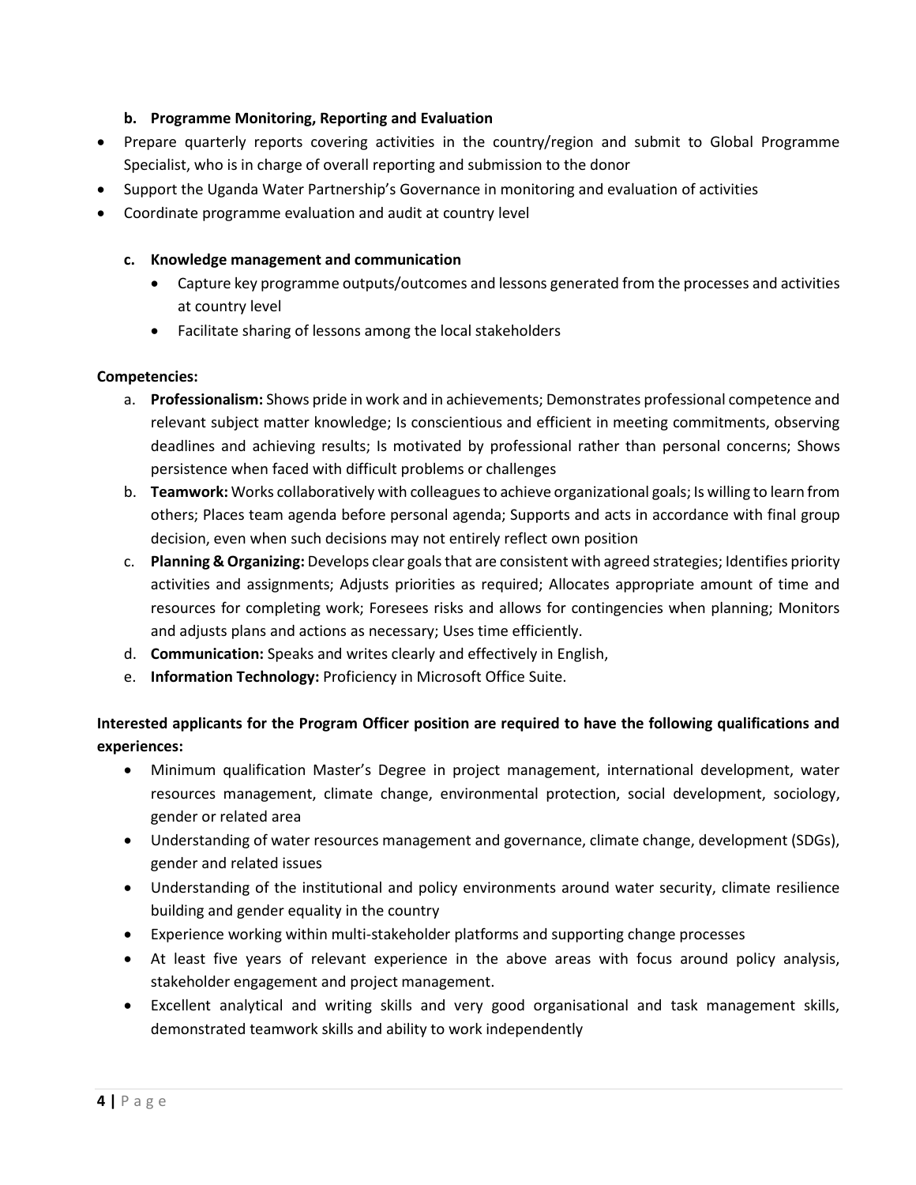**b. Programme Monitoring, Reporting and Evaluation**

- Prepare quarterly reports covering activities in the country/region and submit to Global Programme Specialist, who is in charge of overall reporting and submission to the donor
- Support the Uganda Water Partnership's Governance in monitoring and evaluation of activities
- Coordinate programme evaluation and audit at country level

**c. Knowledge management and communication**

- Capture key programme outputs/outcomes and lessons generated from the processes and activities at country level
- Facilitate sharing of lessons among the local stakeholders

**Competencies:**

a. **Professionalism:** Shows pride in work and in achievements; Demonstrates professional competence and relevant subject matter knowledge; Is conscientious and efficient in meeting commitments, observing deadlines and achieving results; Is motivated by professional rather than personal concerns; Shows persistence when faced with difficult problems or challenges
b. **Teamwork:** Works collaboratively with colleagues to achieve organizational goals; Is willing to learn from others; Places team agenda before personal agenda; Supports and acts in accordance with final group decision, even when such decisions may not entirely reflect own position
c. **Planning & Organizing:** Develops clear goals that are consistent with agreed strategies; Identifies priority activities and assignments; Adjusts priorities as required; Allocates appropriate amount of time and resources for completing work; Foresees risks and allows for contingencies when planning; Monitors and adjusts plans and actions as necessary; Uses time efficiently.
d. **Communication:** Speaks and writes clearly and effectively in English,
e. **Information Technology:** Proficiency in Microsoft Office Suite.

**Interested applicants for the Program Officer position are required to have the following qualifications and experiences:**

- Minimum qualification Master's Degree in project management, international development, water resources management, climate change, environmental protection, social development, sociology, gender or related area
- Understanding of water resources management and governance, climate change, development (SDGs), gender and related issues
- Understanding of the institutional and policy environments around water security, climate resilience building and gender equality in the country
- Experience working within multi-stakeholder platforms and supporting change processes
- At least five years of relevant experience in the above areas with focus around policy analysis, stakeholder engagement and project management.
- Excellent analytical and writing skills and very good organisational and task management skills, demonstrated teamwork skills and ability to work independently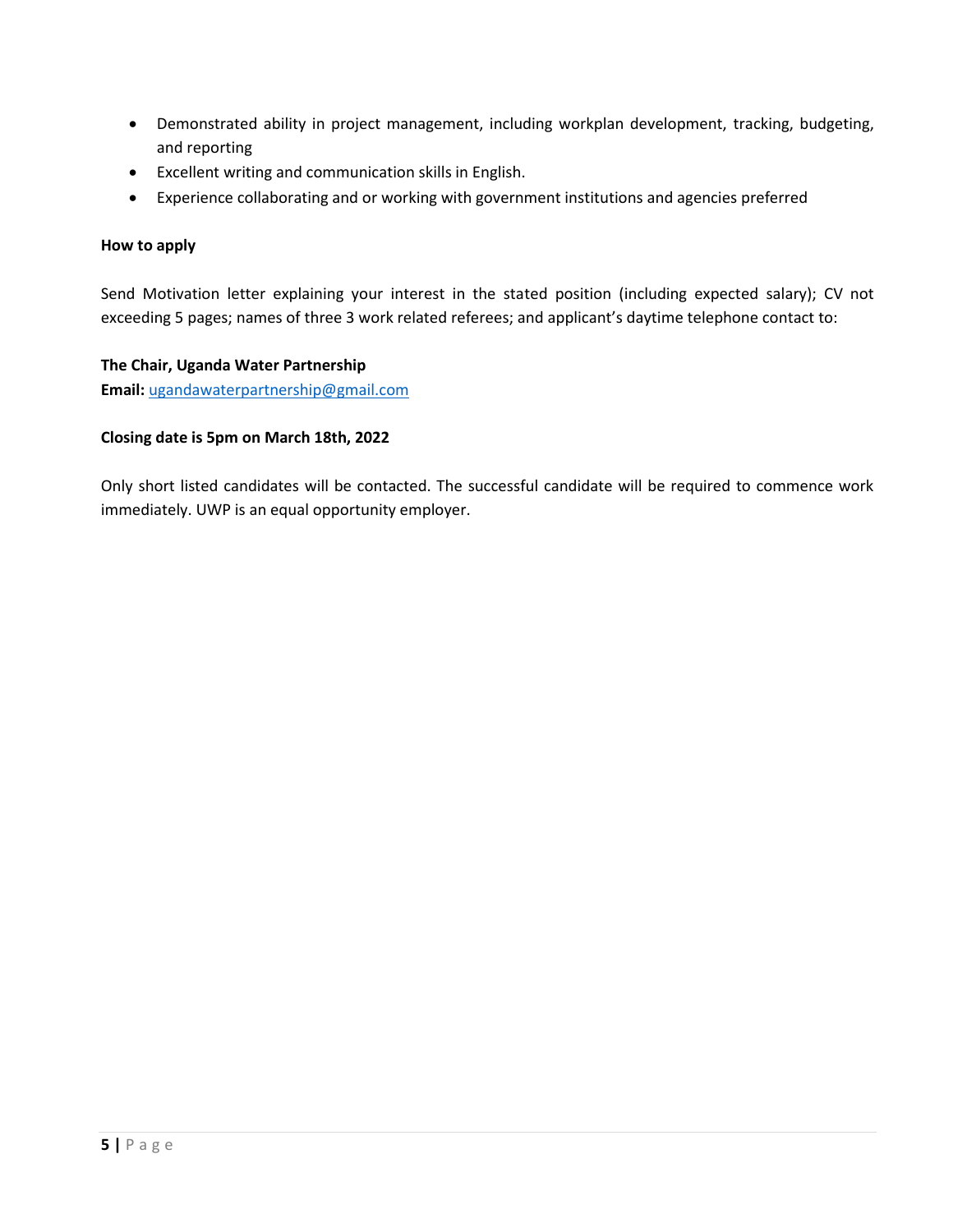- Demonstrated ability in project management, including workplan development, tracking, budgeting, and reporting
- Excellent writing and communication skills in English.
- Experience collaborating and or working with government institutions and agencies preferred

**How to apply**

Send Motivation letter explaining your interest in the stated position (including expected salary); CV not exceeding 5 pages; names of three 3 work related referees; and applicant's daytime telephone contact to:

**The Chair, Uganda Water Partnership**
**Email:** ugandawaterpartnership@gmail.com

**Closing date is 5pm on March 18th, 2022**

Only short listed candidates will be contacted. The successful candidate will be required to commence work immediately. UWP is an equal opportunity employer.